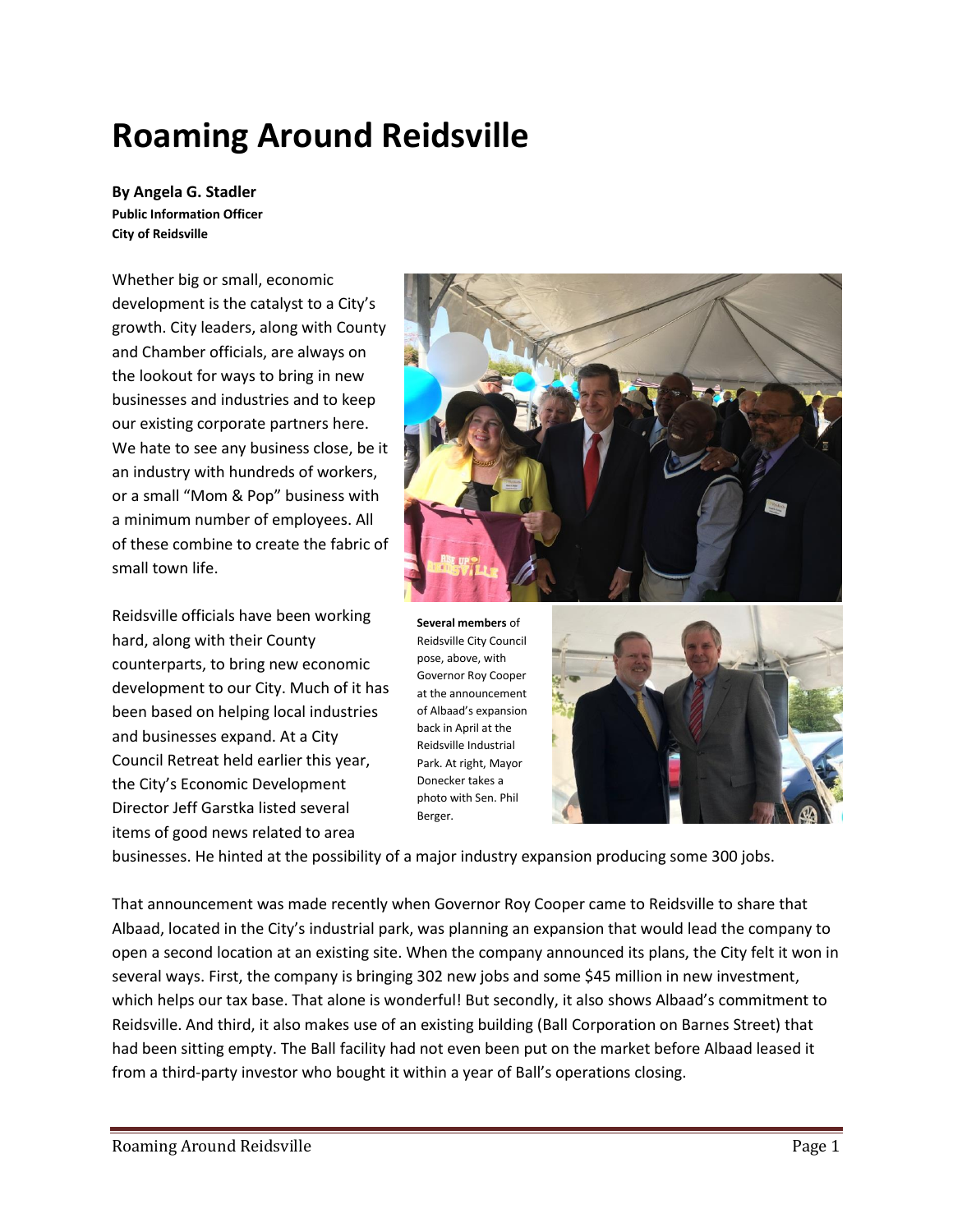# Roaming Around Reidsville

**By Angela G. Stadler**
**Public Information Officer**
**City of Reidsville**

Whether big or small, economic development is the catalyst to a City's growth. City leaders, along with County and Chamber officials, are always on the lookout for ways to bring in new businesses and industries and to keep our existing corporate partners here. We hate to see any business close, be it an industry with hundreds of workers, or a small "Mom & Pop" business with a minimum number of employees. All of these combine to create the fabric of small town life.

**Several members** of Reidsville City Council pose, above, with Governor Roy Cooper at the announcement of Albaad's expansion back in April at the Reidsville Industrial Park. At right, Mayor Donecker takes a photo with Sen. Phil Berger.

Reidsville officials have been working hard, along with their County counterparts, to bring new economic development to our City. Much of it has been based on helping local industries and businesses expand. At a City Council Retreat held earlier this year, the City's Economic Development Director Jeff Garstka listed several items of good news related to area businesses. He hinted at the possibility of a major industry expansion producing some 300 jobs.

That announcement was made recently when Governor Roy Cooper came to Reidsville to share that Albaad, located in the City's industrial park, was planning an expansion that would lead the company to open a second location at an existing site. When the company announced its plans, the City felt it won in several ways. First, the company is bringing 302 new jobs and some $45 million in new investment, which helps our tax base. That alone is wonderful! But secondly, it also shows Albaad's commitment to Reidsville. And third, it also makes use of an existing building (Ball Corporation on Barnes Street) that had been sitting empty. The Ball facility had not even been put on the market before Albaad leased it from a third-party investor who bought it within a year of Ball's operations closing.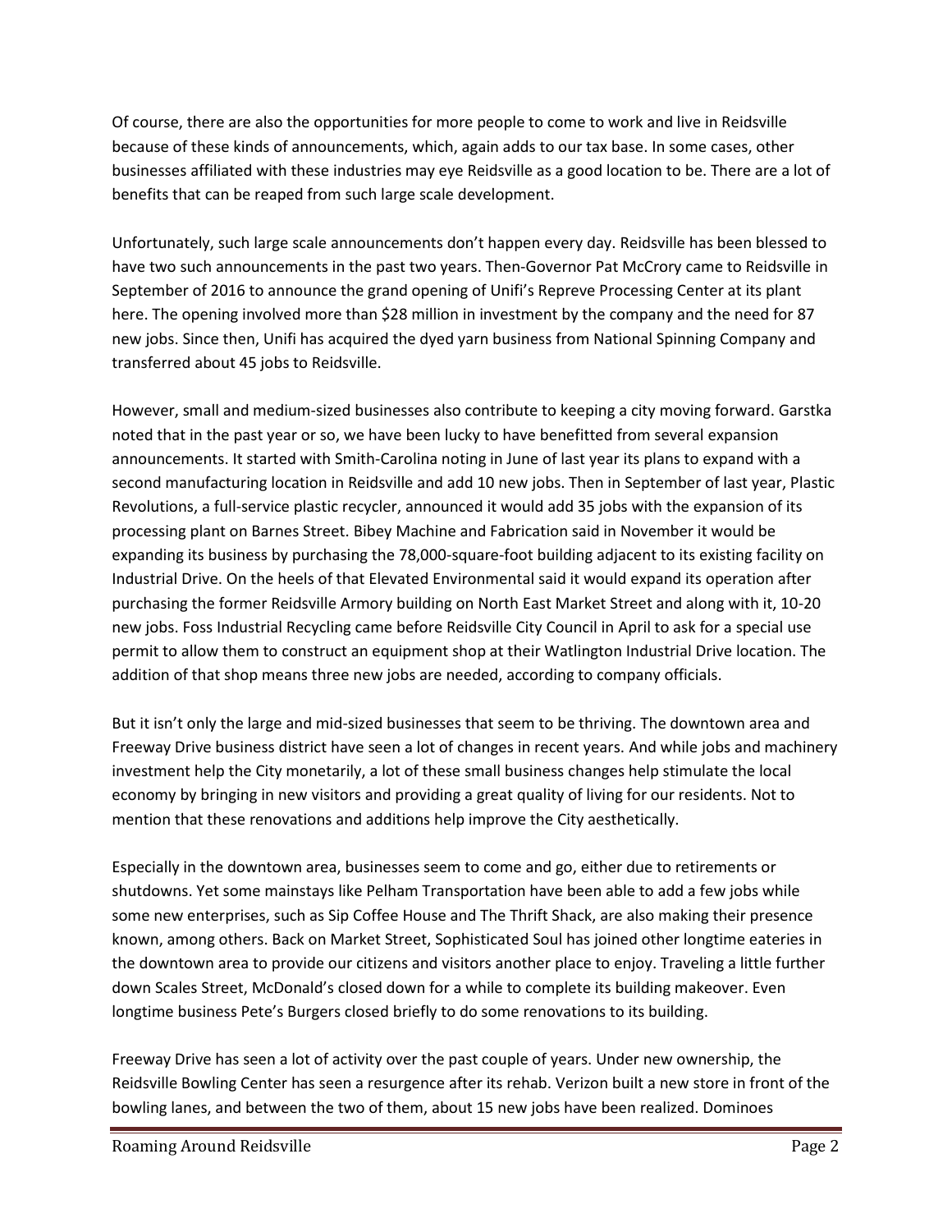Of course, there are also the opportunities for more people to come to work and live in Reidsville because of these kinds of announcements, which, again adds to our tax base. In some cases, other businesses affiliated with these industries may eye Reidsville as a good location to be. There are a lot of benefits that can be reaped from such large scale development.

Unfortunately, such large scale announcements don't happen every day. Reidsville has been blessed to have two such announcements in the past two years. Then-Governor Pat McCrory came to Reidsville in September of 2016 to announce the grand opening of Unifi's Repreve Processing Center at its plant here. The opening involved more than $28 million in investment by the company and the need for 87 new jobs. Since then, Unifi has acquired the dyed yarn business from National Spinning Company and transferred about 45 jobs to Reidsville.

However, small and medium-sized businesses also contribute to keeping a city moving forward. Garstka noted that in the past year or so, we have been lucky to have benefitted from several expansion announcements. It started with Smith-Carolina noting in June of last year its plans to expand with a second manufacturing location in Reidsville and add 10 new jobs. Then in September of last year, Plastic Revolutions, a full-service plastic recycler, announced it would add 35 jobs with the expansion of its processing plant on Barnes Street. Bibey Machine and Fabrication said in November it would be expanding its business by purchasing the 78,000-square-foot building adjacent to its existing facility on Industrial Drive. On the heels of that Elevated Environmental said it would expand its operation after purchasing the former Reidsville Armory building on North East Market Street and along with it, 10-20 new jobs. Foss Industrial Recycling came before Reidsville City Council in April to ask for a special use permit to allow them to construct an equipment shop at their Watlington Industrial Drive location. The addition of that shop means three new jobs are needed, according to company officials.

But it isn't only the large and mid-sized businesses that seem to be thriving. The downtown area and Freeway Drive business district have seen a lot of changes in recent years. And while jobs and machinery investment help the City monetarily, a lot of these small business changes help stimulate the local economy by bringing in new visitors and providing a great quality of living for our residents. Not to mention that these renovations and additions help improve the City aesthetically.

Especially in the downtown area, businesses seem to come and go, either due to retirements or shutdowns. Yet some mainstays like Pelham Transportation have been able to add a few jobs while some new enterprises, such as Sip Coffee House and The Thrift Shack, are also making their presence known, among others. Back on Market Street, Sophisticated Soul has joined other longtime eateries in the downtown area to provide our citizens and visitors another place to enjoy. Traveling a little further down Scales Street, McDonald's closed down for a while to complete its building makeover. Even longtime business Pete's Burgers closed briefly to do some renovations to its building.

Freeway Drive has seen a lot of activity over the past couple of years. Under new ownership, the Reidsville Bowling Center has seen a resurgence after its rehab. Verizon built a new store in front of the bowling lanes, and between the two of them, about 15 new jobs have been realized. Dominoes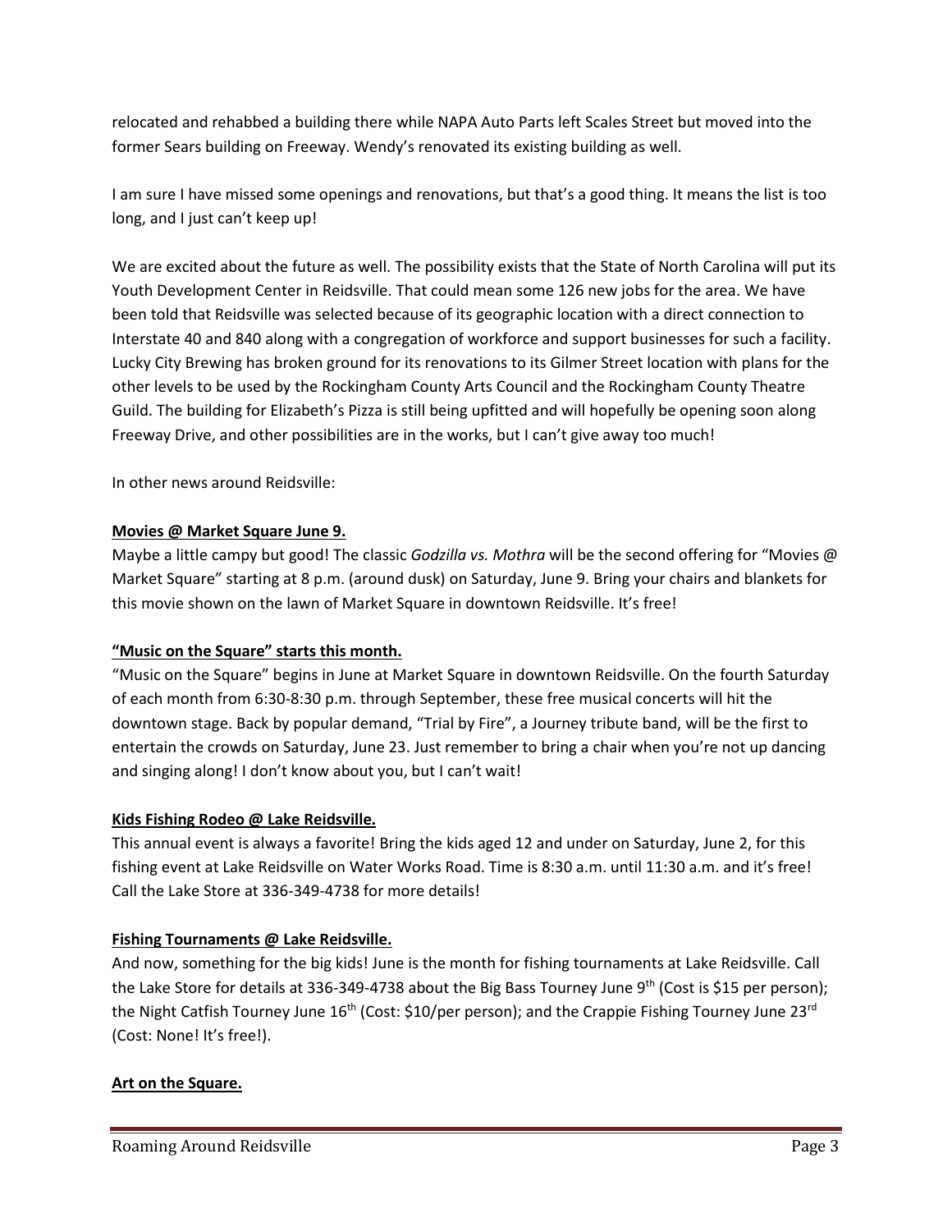relocated and rehabbed a building there while NAPA Auto Parts left Scales Street but moved into the former Sears building on Freeway. Wendy's renovated its existing building as well.

I am sure I have missed some openings and renovations, but that's a good thing. It means the list is too long, and I just can't keep up!

We are excited about the future as well. The possibility exists that the State of North Carolina will put its Youth Development Center in Reidsville. That could mean some 126 new jobs for the area. We have been told that Reidsville was selected because of its geographic location with a direct connection to Interstate 40 and 840 along with a congregation of workforce and support businesses for such a facility. Lucky City Brewing has broken ground for its renovations to its Gilmer Street location with plans for the other levels to be used by the Rockingham County Arts Council and the Rockingham County Theatre Guild. The building for Elizabeth's Pizza is still being upfitted and will hopefully be opening soon along Freeway Drive, and other possibilities are in the works, but I can't give away too much!

In other news around Reidsville:

**Movies @ Market Square June 9.**

Maybe a little campy but good! The classic *Godzilla vs. Mothra* will be the second offering for "Movies @ Market Square" starting at 8 p.m. (around dusk) on Saturday, June 9. Bring your chairs and blankets for this movie shown on the lawn of Market Square in downtown Reidsville. It's free!

**"Music on the Square" starts this month.**

"Music on the Square" begins in June at Market Square in downtown Reidsville. On the fourth Saturday of each month from 6:30-8:30 p.m. through September, these free musical concerts will hit the downtown stage. Back by popular demand, "Trial by Fire", a Journey tribute band, will be the first to entertain the crowds on Saturday, June 23. Just remember to bring a chair when you're not up dancing and singing along! I don't know about you, but I can't wait!

**Kids Fishing Rodeo @ Lake Reidsville.**

This annual event is always a favorite! Bring the kids aged 12 and under on Saturday, June 2, for this fishing event at Lake Reidsville on Water Works Road. Time is 8:30 a.m. until 11:30 a.m. and it's free! Call the Lake Store at 336-349-4738 for more details!

**Fishing Tournaments @ Lake Reidsville.**

And now, something for the big kids! June is the month for fishing tournaments at Lake Reidsville. Call the Lake Store for details at 336-349-4738 about the Big Bass Tourney June 9th (Cost is $15 per person); the Night Catfish Tourney June 16th (Cost: $10/per person); and the Crappie Fishing Tourney June 23rd (Cost: None! It's free!).

**Art on the Square.**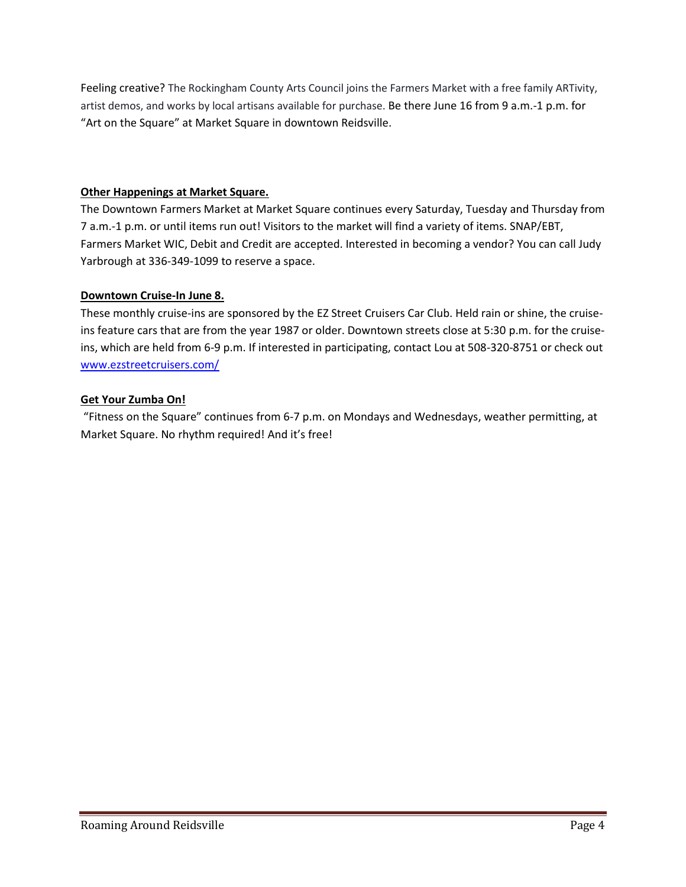Feeling creative? The Rockingham County Arts Council joins the Farmers Market with a free family ARTivity, artist demos, and works by local artisans available for purchase. Be there June 16 from 9 a.m.-1 p.m. for "Art on the Square" at Market Square in downtown Reidsville.

**Other Happenings at Market Square.**

The Downtown Farmers Market at Market Square continues every Saturday, Tuesday and Thursday from 7 a.m.-1 p.m. or until items run out! Visitors to the market will find a variety of items. SNAP/EBT, Farmers Market WIC, Debit and Credit are accepted. Interested in becoming a vendor? You can call Judy Yarbrough at 336-349-1099 to reserve a space.

**Downtown Cruise-In June 8.**

These monthly cruise-ins are sponsored by the EZ Street Cruisers Car Club. Held rain or shine, the cruise-ins feature cars that are from the year 1987 or older. Downtown streets close at 5:30 p.m. for the cruise-ins, which are held from 6-9 p.m. If interested in participating, contact Lou at 508-320-8751 or check out [www.ezstreetcruisers.com/](http://www.ezstreetcruisers.com/)

**Get Your Zumba On!**

"Fitness on the Square" continues from 6-7 p.m. on Mondays and Wednesdays, weather permitting, at Market Square. No rhythm required! And it's free!